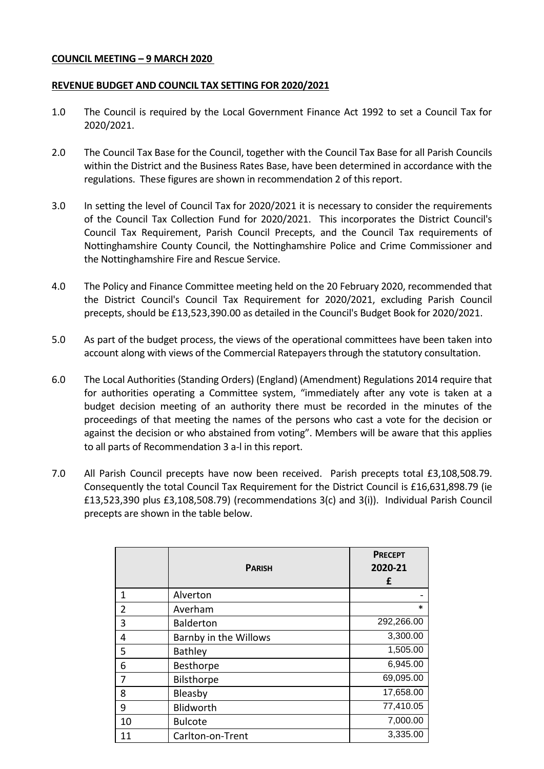**COUNCIL MEETING – 9 MARCH 2020**

**REVENUE BUDGET AND COUNCIL TAX SETTING FOR 2020/2021**

1.0 The Council is required by the Local Government Finance Act 1992 to set a Council Tax for 2020/2021.

2.0 The Council Tax Base for the Council, together with the Council Tax Base for all Parish Councils within the District and the Business Rates Base, have been determined in accordance with the regulations. These figures are shown in recommendation 2 of this report.

3.0 In setting the level of Council Tax for 2020/2021 it is necessary to consider the requirements of the Council Tax Collection Fund for 2020/2021. This incorporates the District Council's Council Tax Requirement, Parish Council Precepts, and the Council Tax requirements of Nottinghamshire County Council, the Nottinghamshire Police and Crime Commissioner and the Nottinghamshire Fire and Rescue Service.

4.0 The Policy and Finance Committee meeting held on the 20 February 2020, recommended that the District Council's Council Tax Requirement for 2020/2021, excluding Parish Council precepts, should be £13,523,390.00 as detailed in the Council's Budget Book for 2020/2021.

5.0 As part of the budget process, the views of the operational committees have been taken into account along with views of the Commercial Ratepayers through the statutory consultation.

6.0 The Local Authorities (Standing Orders) (England) (Amendment) Regulations 2014 require that for authorities operating a Committee system, "immediately after any vote is taken at a budget decision meeting of an authority there must be recorded in the minutes of the proceedings of that meeting the names of the persons who cast a vote for the decision or against the decision or who abstained from voting". Members will be aware that this applies to all parts of Recommendation 3 a-l in this report.

7.0 All Parish Council precepts have now been received. Parish precepts total £3,108,508.79. Consequently the total Council Tax Requirement for the District Council is £16,631,898.79 (ie £13,523,390 plus £3,108,508.79) (recommendations 3(c) and 3(i)). Individual Parish Council precepts are shown in the table below.

| | PARISH | PRECEPT 2020-21 £ |
|---|---|---|
| 1 | Alverton | - |
| 2 | Averham | * |
| 3 | Balderton | 292,266.00 |
| 4 | Barnby in the Willows | 3,300.00 |
| 5 | Bathley | 1,505.00 |
| 6 | Besthorpe | 6,945.00 |
| 7 | Bilsthorpe | 69,095.00 |
| 8 | Bleasby | 17,658.00 |
| 9 | Blidworth | 77,410.05 |
| 10 | Bulcote | 7,000.00 |
| 11 | Carlton-on-Trent | 3,335.00 |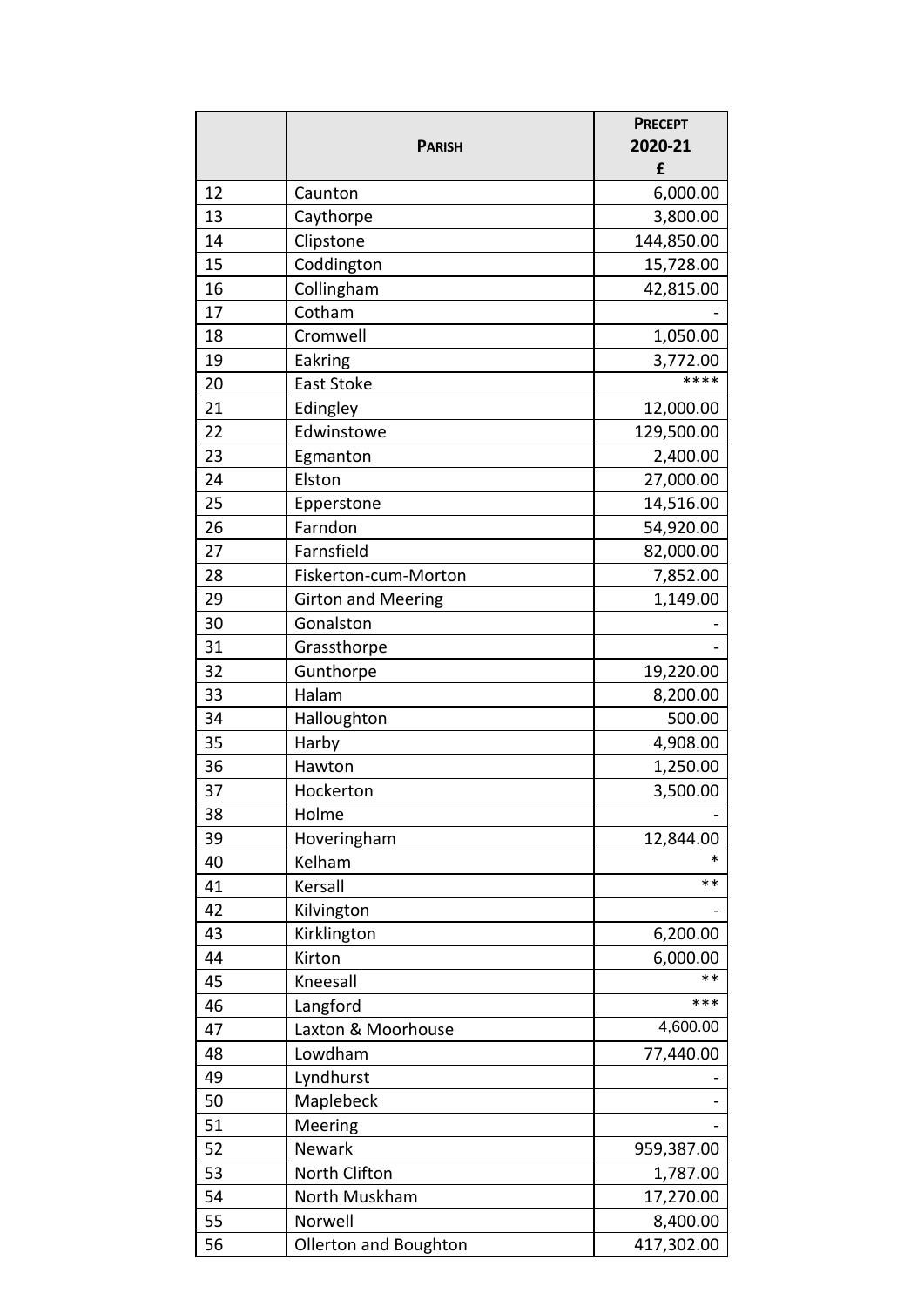| | PARISH | PRECEPT 2020-21 £ |
|---|---|---|
| 12 | Caunton | 6,000.00 |
| 13 | Caythorpe | 3,800.00 |
| 14 | Clipstone | 144,850.00 |
| 15 | Coddington | 15,728.00 |
| 16 | Collingham | 42,815.00 |
| 17 | Cotham | - |
| 18 | Cromwell | 1,050.00 |
| 19 | Eakring | 3,772.00 |
| 20 | East Stoke | **** |
| 21 | Edingley | 12,000.00 |
| 22 | Edwinstowe | 129,500.00 |
| 23 | Egmanton | 2,400.00 |
| 24 | Elston | 27,000.00 |
| 25 | Epperstone | 14,516.00 |
| 26 | Farndon | 54,920.00 |
| 27 | Farnsfield | 82,000.00 |
| 28 | Fiskerton-cum-Morton | 7,852.00 |
| 29 | Girton and Meering | 1,149.00 |
| 30 | Gonalston | - |
| 31 | Grassthorpe | - |
| 32 | Gunthorpe | 19,220.00 |
| 33 | Halam | 8,200.00 |
| 34 | Halloughton | 500.00 |
| 35 | Harby | 4,908.00 |
| 36 | Hawton | 1,250.00 |
| 37 | Hockerton | 3,500.00 |
| 38 | Holme | - |
| 39 | Hoveringham | 12,844.00 |
| 40 | Kelham | * |
| 41 | Kersall | ** |
| 42 | Kilvington | - |
| 43 | Kirklington | 6,200.00 |
| 44 | Kirton | 6,000.00 |
| 45 | Kneesall | ** |
| 46 | Langford | *** |
| 47 | Laxton & Moorhouse | 4,600.00 |
| 48 | Lowdham | 77,440.00 |
| 49 | Lyndhurst | - |
| 50 | Maplebeck | - |
| 51 | Meering | - |
| 52 | Newark | 959,387.00 |
| 53 | North Clifton | 1,787.00 |
| 54 | North Muskham | 17,270.00 |
| 55 | Norwell | 8,400.00 |
| 56 | Ollerton and Boughton | 417,302.00 |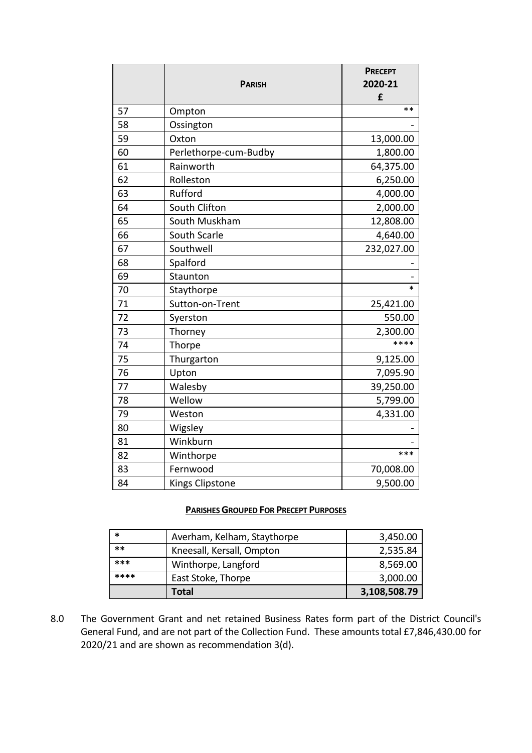| | **PARISH** | **PRECEPT 2020-21 £** |
|---|---|---|
| 57 | Ompton | ** |
| 58 | Ossington | - |
| 59 | Oxton | 13,000.00 |
| 60 | Perlethorpe-cum-Budby | 1,800.00 |
| 61 | Rainworth | 64,375.00 |
| 62 | Rolleston | 6,250.00 |
| 63 | Rufford | 4,000.00 |
| 64 | South Clifton | 2,000.00 |
| 65 | South Muskham | 12,808.00 |
| 66 | South Scarle | 4,640.00 |
| 67 | Southwell | 232,027.00 |
| 68 | Spalford | - |
| 69 | Staunton | - |
| 70 | Staythorpe | * |
| 71 | Sutton-on-Trent | 25,421.00 |
| 72 | Syerston | 550.00 |
| 73 | Thorney | 2,300.00 |
| 74 | Thorpe | **** |
| 75 | Thurgarton | 9,125.00 |
| 76 | Upton | 7,095.90 |
| 77 | Walesby | 39,250.00 |
| 78 | Wellow | 5,799.00 |
| 79 | Weston | 4,331.00 |
| 80 | Wigsley | - |
| 81 | Winkburn | - |
| 82 | Winthorpe | *** |
| 83 | Fernwood | 70,008.00 |
| 84 | Kings Clipstone | 9,500.00 |

**PARISHES GROUPED FOR PRECEPT PURPOSES**

| | | |
|---|---|---|
| * | Averham, Kelham, Staythorpe | 3,450.00 |
| ** | Kneesall, Kersall, Ompton | 2,535.84 |
| *** | Winthorpe, Langford | 8,569.00 |
| **** | East Stoke, Thorpe | 3,000.00 |
| | **Total** | **3,108,508.79** |

8.0 The Government Grant and net retained Business Rates form part of the District Council's General Fund, and are not part of the Collection Fund. These amounts total £7,846,430.00 for 2020/21 and are shown as recommendation 3(d).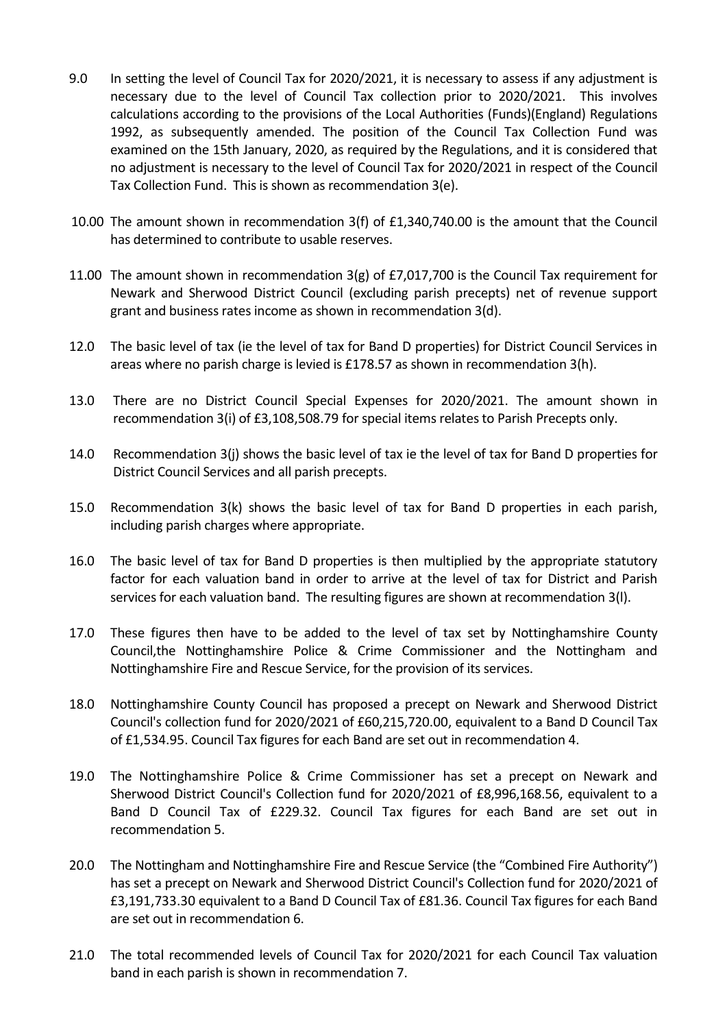9.0 In setting the level of Council Tax for 2020/2021, it is necessary to assess if any adjustment is necessary due to the level of Council Tax collection prior to 2020/2021. This involves calculations according to the provisions of the Local Authorities (Funds)(England) Regulations 1992, as subsequently amended. The position of the Council Tax Collection Fund was examined on the 15th January, 2020, as required by the Regulations, and it is considered that no adjustment is necessary to the level of Council Tax for 2020/2021 in respect of the Council Tax Collection Fund. This is shown as recommendation 3(e).

10.00 The amount shown in recommendation 3(f) of £1,340,740.00 is the amount that the Council has determined to contribute to usable reserves.

11.00 The amount shown in recommendation 3(g) of £7,017,700 is the Council Tax requirement for Newark and Sherwood District Council (excluding parish precepts) net of revenue support grant and business rates income as shown in recommendation 3(d).

12.0 The basic level of tax (ie the level of tax for Band D properties) for District Council Services in areas where no parish charge is levied is £178.57 as shown in recommendation 3(h).

13.0 There are no District Council Special Expenses for 2020/2021. The amount shown in recommendation 3(i) of £3,108,508.79 for special items relates to Parish Precepts only.

14.0 Recommendation 3(j) shows the basic level of tax ie the level of tax for Band D properties for District Council Services and all parish precepts.

15.0 Recommendation 3(k) shows the basic level of tax for Band D properties in each parish, including parish charges where appropriate.

16.0 The basic level of tax for Band D properties is then multiplied by the appropriate statutory factor for each valuation band in order to arrive at the level of tax for District and Parish services for each valuation band. The resulting figures are shown at recommendation 3(l).

17.0 These figures then have to be added to the level of tax set by Nottinghamshire County Council,the Nottinghamshire Police & Crime Commissioner and the Nottingham and Nottinghamshire Fire and Rescue Service, for the provision of its services.

18.0 Nottinghamshire County Council has proposed a precept on Newark and Sherwood District Council's collection fund for 2020/2021 of £60,215,720.00, equivalent to a Band D Council Tax of £1,534.95. Council Tax figures for each Band are set out in recommendation 4.

19.0 The Nottinghamshire Police & Crime Commissioner has set a precept on Newark and Sherwood District Council's Collection fund for 2020/2021 of £8,996,168.56, equivalent to a Band D Council Tax of £229.32. Council Tax figures for each Band are set out in recommendation 5.

20.0 The Nottingham and Nottinghamshire Fire and Rescue Service (the "Combined Fire Authority") has set a precept on Newark and Sherwood District Council's Collection fund for 2020/2021 of £3,191,733.30 equivalent to a Band D Council Tax of £81.36. Council Tax figures for each Band are set out in recommendation 6.

21.0 The total recommended levels of Council Tax for 2020/2021 for each Council Tax valuation band in each parish is shown in recommendation 7.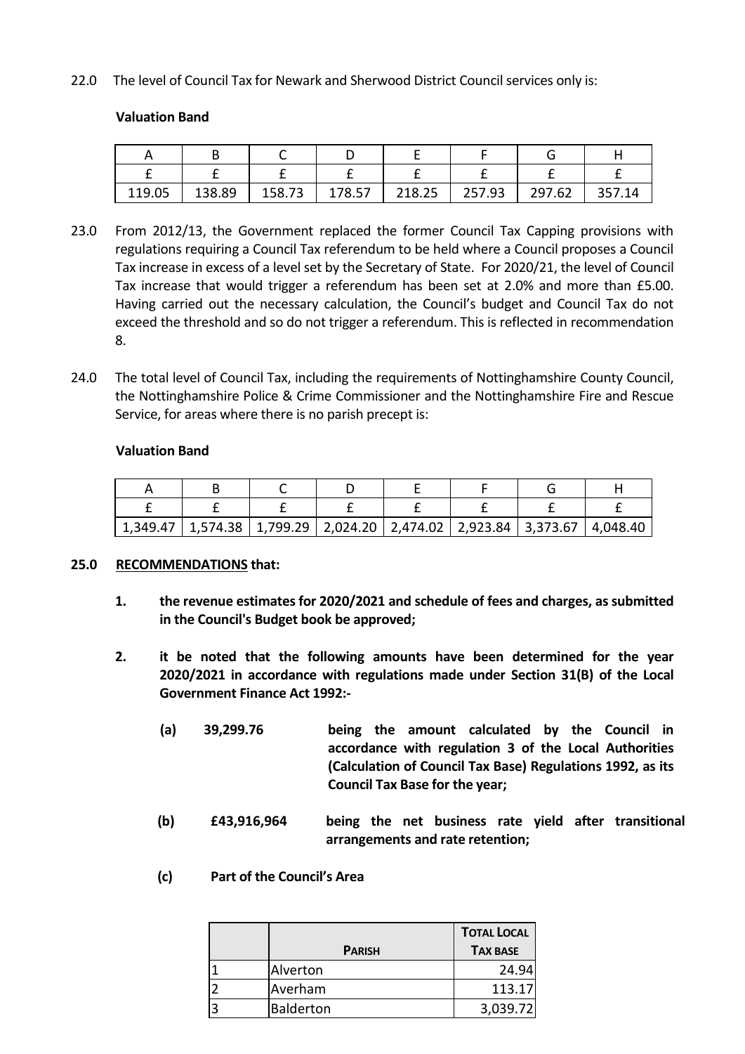22.0 The level of Council Tax for Newark and Sherwood District Council services only is:

**Valuation Band**

| A | B | C | D | E | F | G | H |
|---|---|---|---|---|---|---|---|
| £ | £ | £ | £ | £ | £ | £ | £ |
| 119.05 | 138.89 | 158.73 | 178.57 | 218.25 | 257.93 | 297.62 | 357.14 |

23.0 From 2012/13, the Government replaced the former Council Tax Capping provisions with regulations requiring a Council Tax referendum to be held where a Council proposes a Council Tax increase in excess of a level set by the Secretary of State. For 2020/21, the level of Council Tax increase that would trigger a referendum has been set at 2.0% and more than £5.00. Having carried out the necessary calculation, the Council's budget and Council Tax do not exceed the threshold and so do not trigger a referendum. This is reflected in recommendation 8.

24.0 The total level of Council Tax, including the requirements of Nottinghamshire County Council, the Nottinghamshire Police & Crime Commissioner and the Nottinghamshire Fire and Rescue Service, for areas where there is no parish precept is:

**Valuation Band**

| A | B | C | D | E | F | G | H |
|---|---|---|---|---|---|---|---|
| £ | £ | £ | £ | £ | £ | £ | £ |
| 1,349.47 | 1,574.38 | 1,799.29 | 2,024.20 | 2,474.02 | 2,923.84 | 3,373.67 | 4,048.40 |

**25.0 RECOMMENDATIONS that:**

1. **the revenue estimates for 2020/2021 and schedule of fees and charges, as submitted in the Council's Budget book be approved;**

2. **it be noted that the following amounts have been determined for the year 2020/2021 in accordance with regulations made under Section 31(B) of the Local Government Finance Act 1992:-**

   **(a) 39,299.76** **being the amount calculated by the Council in accordance with regulation 3 of the Local Authorities (Calculation of Council Tax Base) Regulations 1992, as its Council Tax Base for the year;**

   **(b) £43,916,964** **being the net business rate yield after transitional arrangements and rate retention;**

   **(c) Part of the Council's Area**

| | PARISH | TOTAL LOCAL TAX BASE |
|---|---|---|
| 1 | Alverton | 24.94 |
| 2 | Averham | 113.17 |
| 3 | Balderton | 3,039.72 |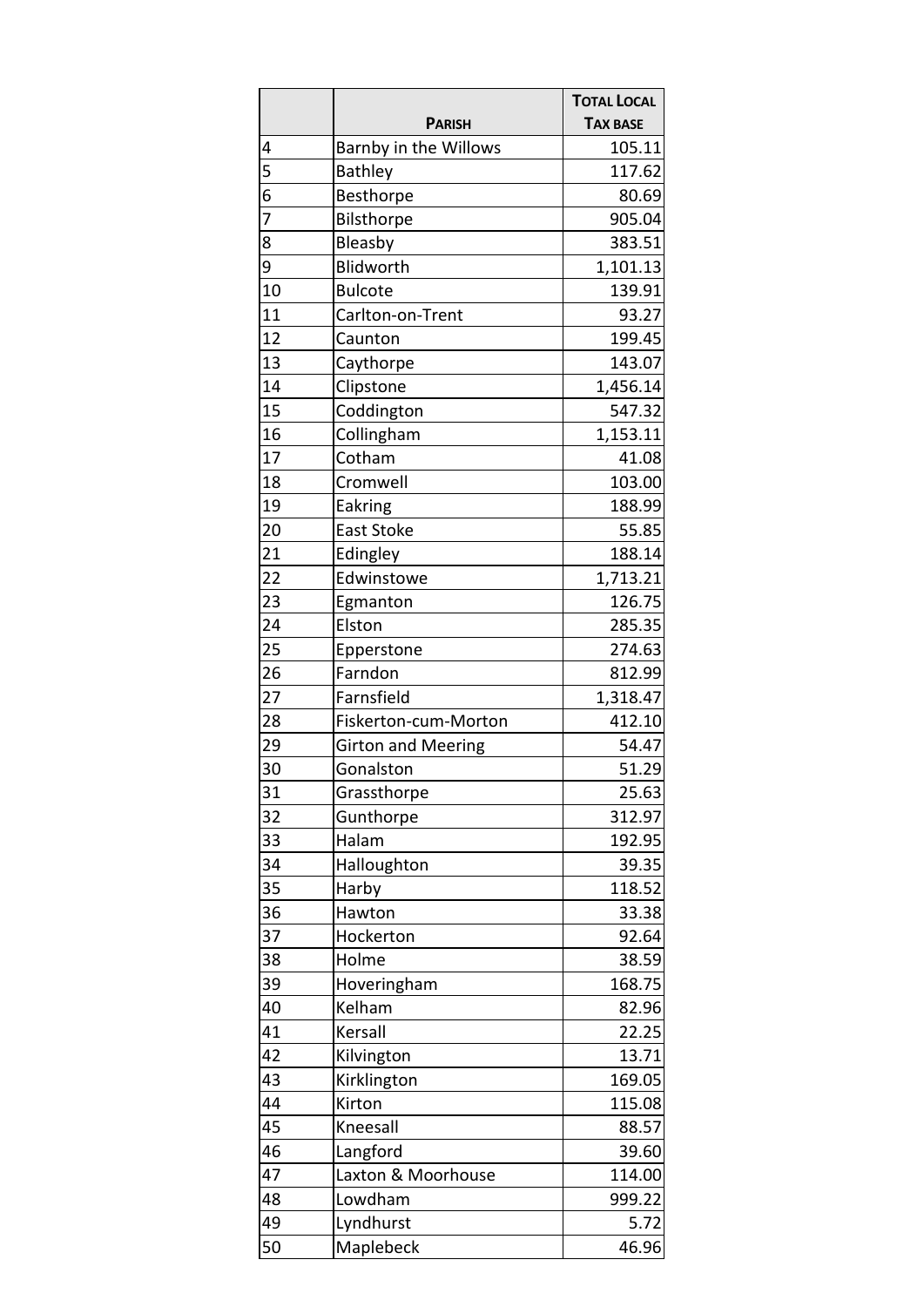| | Parish | Total Local Tax base |
|---|---|---|
| 4 | Barnby in the Willows | 105.11 |
| 5 | Bathley | 117.62 |
| 6 | Besthorpe | 80.69 |
| 7 | Bilsthorpe | 905.04 |
| 8 | Bleasby | 383.51 |
| 9 | Blidworth | 1,101.13 |
| 10 | Bulcote | 139.91 |
| 11 | Carlton-on-Trent | 93.27 |
| 12 | Caunton | 199.45 |
| 13 | Caythorpe | 143.07 |
| 14 | Clipstone | 1,456.14 |
| 15 | Coddington | 547.32 |
| 16 | Collingham | 1,153.11 |
| 17 | Cotham | 41.08 |
| 18 | Cromwell | 103.00 |
| 19 | Eakring | 188.99 |
| 20 | East Stoke | 55.85 |
| 21 | Edingley | 188.14 |
| 22 | Edwinstowe | 1,713.21 |
| 23 | Egmanton | 126.75 |
| 24 | Elston | 285.35 |
| 25 | Epperstone | 274.63 |
| 26 | Farndon | 812.99 |
| 27 | Farnsfield | 1,318.47 |
| 28 | Fiskerton-cum-Morton | 412.10 |
| 29 | Girton and Meering | 54.47 |
| 30 | Gonalston | 51.29 |
| 31 | Grassthorpe | 25.63 |
| 32 | Gunthorpe | 312.97 |
| 33 | Halam | 192.95 |
| 34 | Halloughton | 39.35 |
| 35 | Harby | 118.52 |
| 36 | Hawton | 33.38 |
| 37 | Hockerton | 92.64 |
| 38 | Holme | 38.59 |
| 39 | Hoveringham | 168.75 |
| 40 | Kelham | 82.96 |
| 41 | Kersall | 22.25 |
| 42 | Kilvington | 13.71 |
| 43 | Kirklington | 169.05 |
| 44 | Kirton | 115.08 |
| 45 | Kneesall | 88.57 |
| 46 | Langford | 39.60 |
| 47 | Laxton & Moorhouse | 114.00 |
| 48 | Lowdham | 999.22 |
| 49 | Lyndhurst | 5.72 |
| 50 | Maplebeck | 46.96 |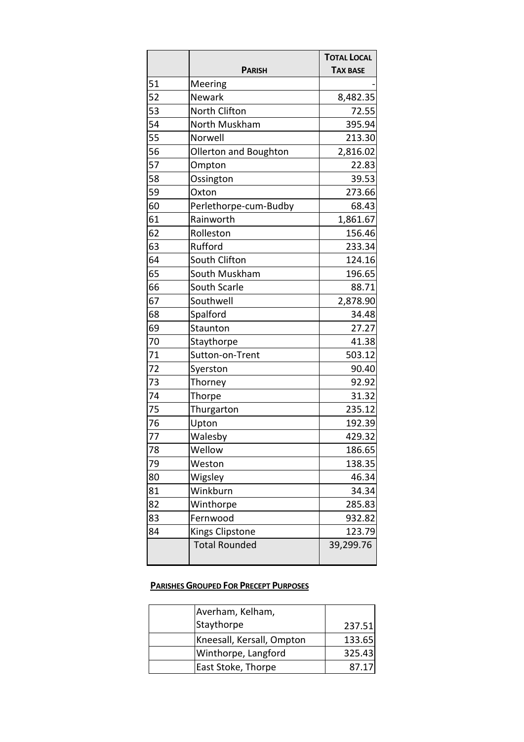| | **Parish** | **Total Local Tax base** |
|---|---|---|
| 51 | Meering | - |
| 52 | Newark | 8,482.35 |
| 53 | North Clifton | 72.55 |
| 54 | North Muskham | 395.94 |
| 55 | Norwell | 213.30 |
| 56 | Ollerton and Boughton | 2,816.02 |
| 57 | Ompton | 22.83 |
| 58 | Ossington | 39.53 |
| 59 | Oxton | 273.66 |
| 60 | Perlethorpe-cum-Budby | 68.43 |
| 61 | Rainworth | 1,861.67 |
| 62 | Rolleston | 156.46 |
| 63 | Rufford | 233.34 |
| 64 | South Clifton | 124.16 |
| 65 | South Muskham | 196.65 |
| 66 | South Scarle | 88.71 |
| 67 | Southwell | 2,878.90 |
| 68 | Spalford | 34.48 |
| 69 | Staunton | 27.27 |
| 70 | Staythorpe | 41.38 |
| 71 | Sutton-on-Trent | 503.12 |
| 72 | Syerston | 90.40 |
| 73 | Thorney | 92.92 |
| 74 | Thorpe | 31.32 |
| 75 | Thurgarton | 235.12 |
| 76 | Upton | 192.39 |
| 77 | Walesby | 429.32 |
| 78 | Wellow | 186.65 |
| 79 | Weston | 138.35 |
| 80 | Wigsley | 46.34 |
| 81 | Winkburn | 34.34 |
| 82 | Winthorpe | 285.83 |
| 83 | Fernwood | 932.82 |
| 84 | Kings Clipstone | 123.79 |
| | Total Rounded | 39,299.76 |

**Parishes Grouped For Precept Purposes**

| | | |
|---|---|---|
| | Averham, Kelham, Staythorpe | 237.51 |
| | Kneesall, Kersall, Ompton | 133.65 |
| | Winthorpe, Langford | 325.43 |
| | East Stoke, Thorpe | 87.17 |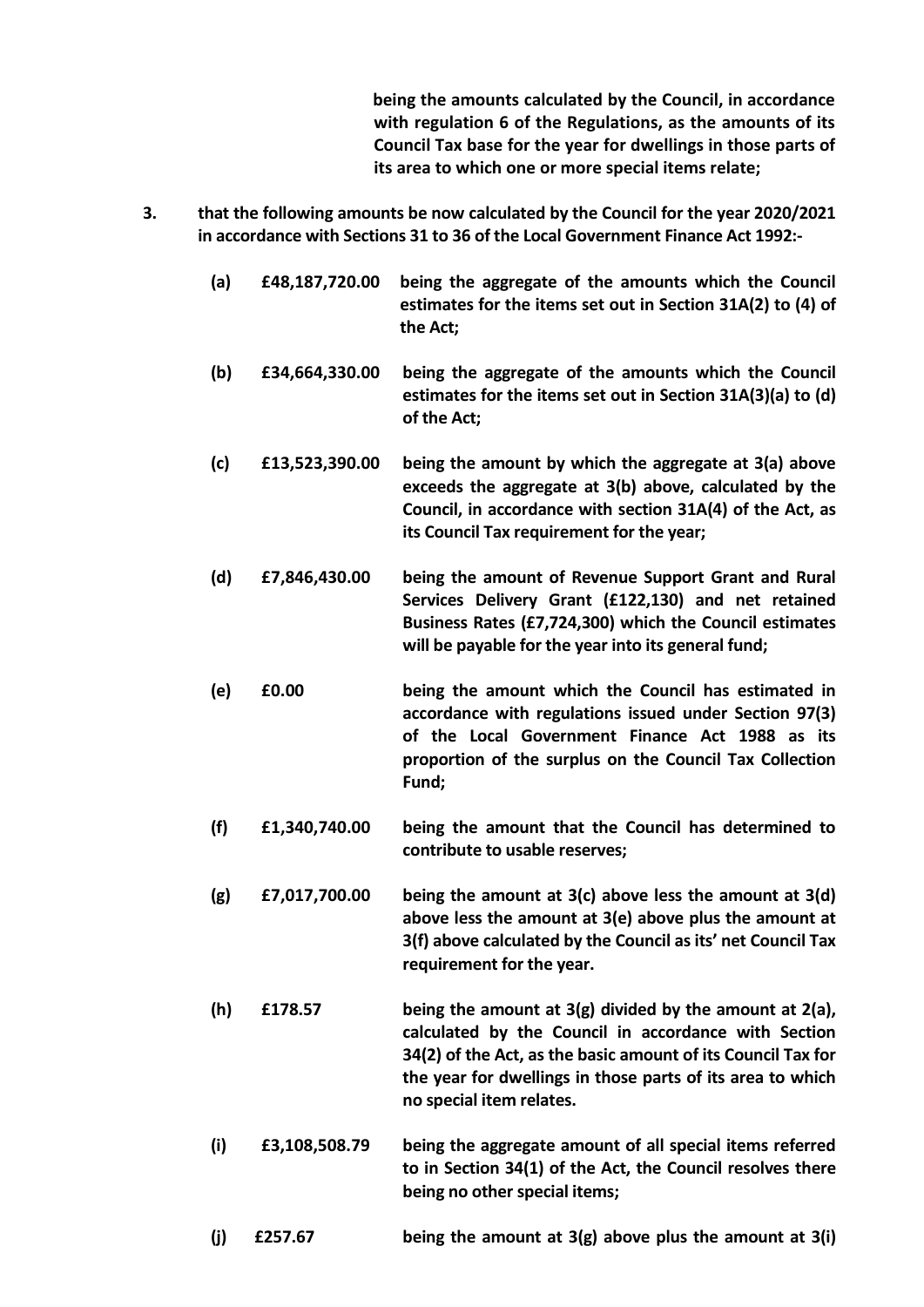**being the amounts calculated by the Council, in accordance with regulation 6 of the Regulations, as the amounts of its Council Tax base for the year for dwellings in those parts of its area to which one or more special items relate;**

**3. that the following amounts be now calculated by the Council for the year 2020/2021 in accordance with Sections 31 to 36 of the Local Government Finance Act 1992:-**

| | | |
|---|---|---|
| **(a)** | **£48,187,720.00** | **being the aggregate of the amounts which the Council estimates for the items set out in Section 31A(2) to (4) of the Act;** |
| **(b)** | **£34,664,330.00** | **being the aggregate of the amounts which the Council estimates for the items set out in Section 31A(3)(a) to (d) of the Act;** |
| **(c)** | **£13,523,390.00** | **being the amount by which the aggregate at 3(a) above exceeds the aggregate at 3(b) above, calculated by the Council, in accordance with section 31A(4) of the Act, as its Council Tax requirement for the year;** |
| **(d)** | **£7,846,430.00** | **being the amount of Revenue Support Grant and Rural Services Delivery Grant (£122,130) and net retained Business Rates (£7,724,300) which the Council estimates will be payable for the year into its general fund;** |
| **(e)** | **£0.00** | **being the amount which the Council has estimated in accordance with regulations issued under Section 97(3) of the Local Government Finance Act 1988 as its proportion of the surplus on the Council Tax Collection Fund;** |
| **(f)** | **£1,340,740.00** | **being the amount that the Council has determined to contribute to usable reserves;** |
| **(g)** | **£7,017,700.00** | **being the amount at 3(c) above less the amount at 3(d) above less the amount at 3(e) above plus the amount at 3(f) above calculated by the Council as its' net Council Tax requirement for the year.** |
| **(h)** | **£178.57** | **being the amount at 3(g) divided by the amount at 2(a), calculated by the Council in accordance with Section 34(2) of the Act, as the basic amount of its Council Tax for the year for dwellings in those parts of its area to which no special item relates.** |
| **(i)** | **£3,108,508.79** | **being the aggregate amount of all special items referred to in Section 34(1) of the Act, the Council resolves there being no other special items;** |
| **(j)** | **£257.67** | **being the amount at 3(g) above plus the amount at 3(i)** |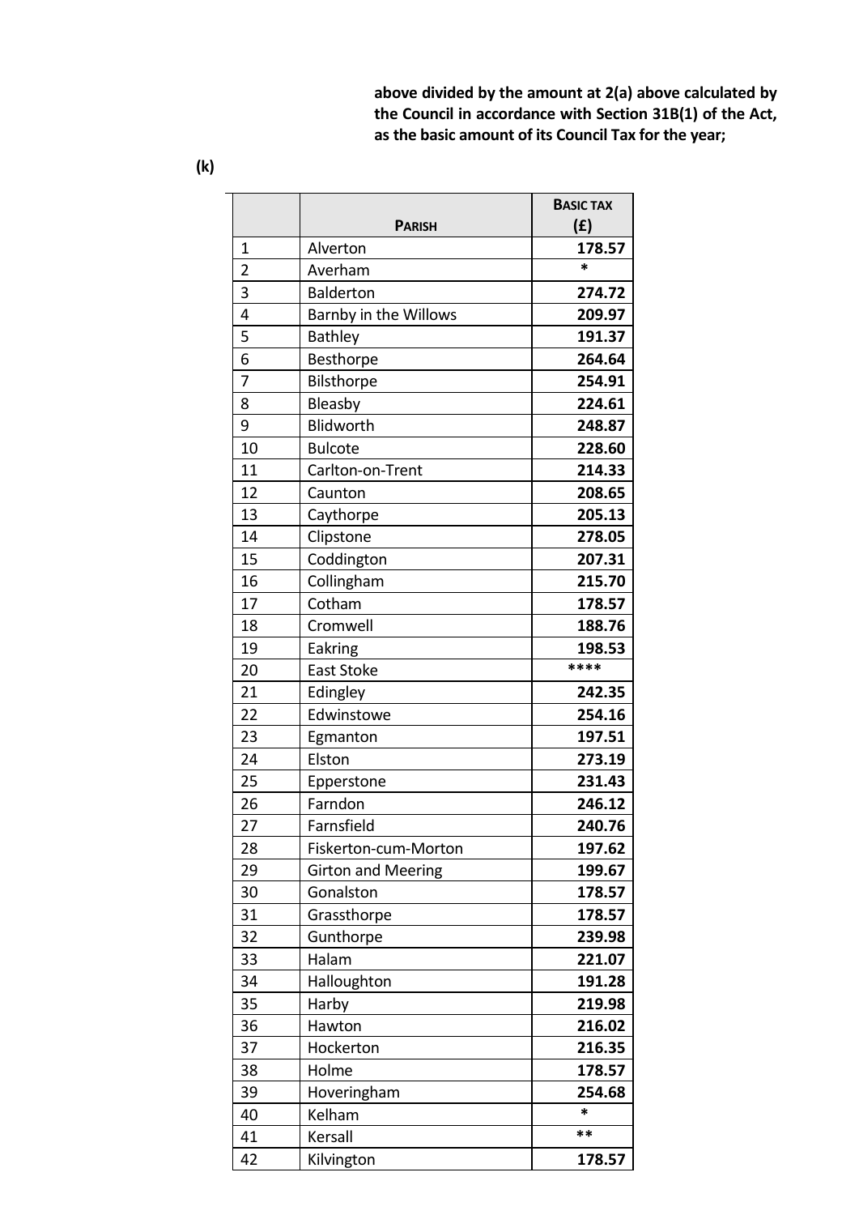**above divided by the amount at 2(a) above calculated by the Council in accordance with Section 31B(1) of the Act, as the basic amount of its Council Tax for the year;**

**(k)**

| | **PARISH** | **BASIC TAX (£)** |
|---|---|---|
| 1 | Alverton | **178.57** |
| 2 | Averham | * |
| 3 | Balderton | **274.72** |
| 4 | Barnby in the Willows | **209.97** |
| 5 | Bathley | **191.37** |
| 6 | Besthorpe | **264.64** |
| 7 | Bilsthorpe | **254.91** |
| 8 | Bleasby | **224.61** |
| 9 | Blidworth | **248.87** |
| 10 | Bulcote | **228.60** |
| 11 | Carlton-on-Trent | **214.33** |
| 12 | Caunton | **208.65** |
| 13 | Caythorpe | **205.13** |
| 14 | Clipstone | **278.05** |
| 15 | Coddington | **207.31** |
| 16 | Collingham | **215.70** |
| 17 | Cotham | **178.57** |
| 18 | Cromwell | **188.76** |
| 19 | Eakring | **198.53** |
| 20 | East Stoke | **** |
| 21 | Edingley | **242.35** |
| 22 | Edwinstowe | **254.16** |
| 23 | Egmanton | **197.51** |
| 24 | Elston | **273.19** |
| 25 | Epperstone | **231.43** |
| 26 | Farndon | **246.12** |
| 27 | Farnsfield | **240.76** |
| 28 | Fiskerton-cum-Morton | **197.62** |
| 29 | Girton and Meering | **199.67** |
| 30 | Gonalston | **178.57** |
| 31 | Grassthorpe | **178.57** |
| 32 | Gunthorpe | **239.98** |
| 33 | Halam | **221.07** |
| 34 | Halloughton | **191.28** |
| 35 | Harby | **219.98** |
| 36 | Hawton | **216.02** |
| 37 | Hockerton | **216.35** |
| 38 | Holme | **178.57** |
| 39 | Hoveringham | **254.68** |
| 40 | Kelham | * |
| 41 | Kersall | ** |
| 42 | Kilvington | **178.57** |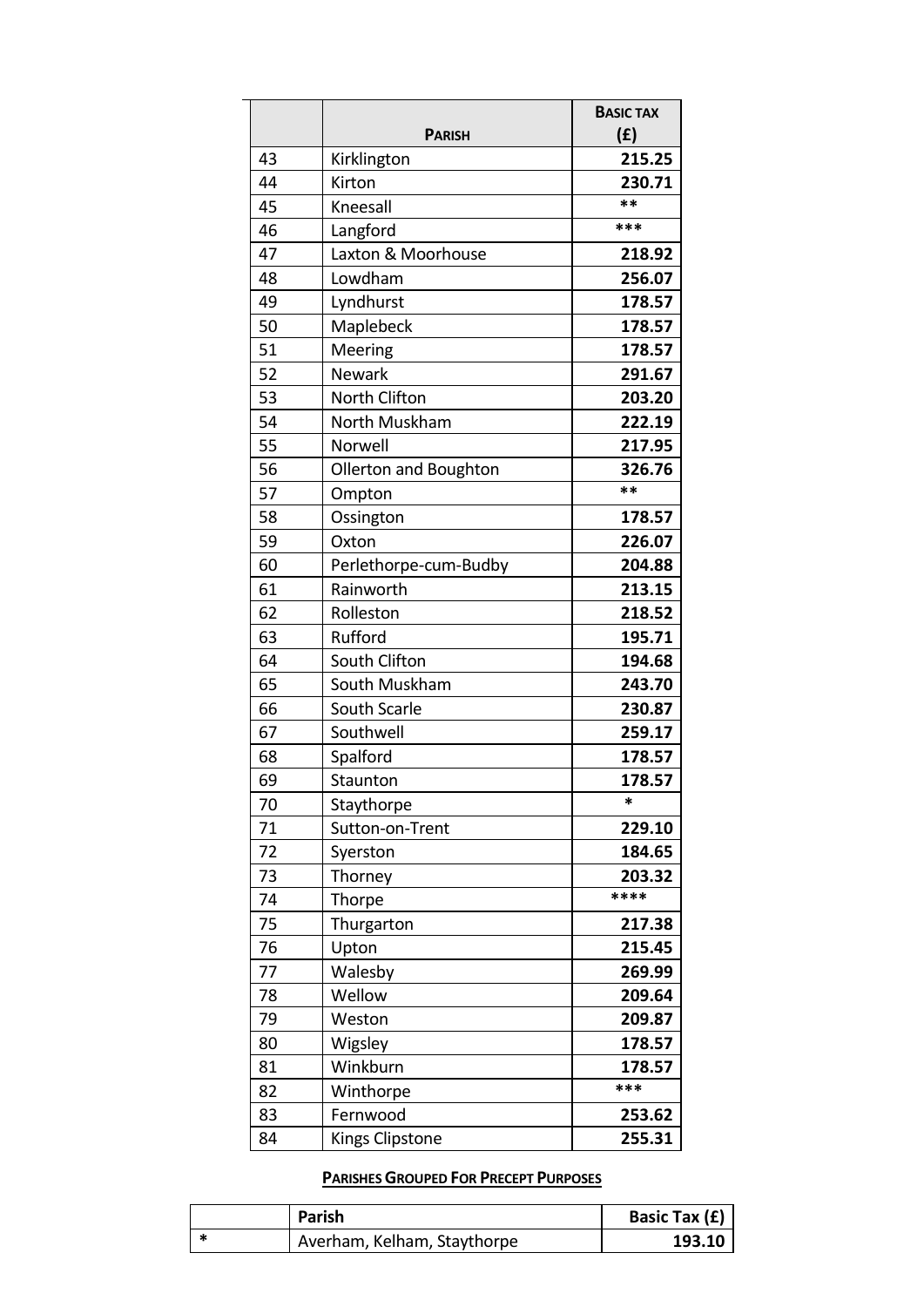| | Parish | Basic Tax (£) |
|---|---|---|
| 43 | Kirklington | 215.25 |
| 44 | Kirton | 230.71 |
| 45 | Kneesall | ** |
| 46 | Langford | *** |
| 47 | Laxton & Moorhouse | 218.92 |
| 48 | Lowdham | 256.07 |
| 49 | Lyndhurst | 178.57 |
| 50 | Maplebeck | 178.57 |
| 51 | Meering | 178.57 |
| 52 | Newark | 291.67 |
| 53 | North Clifton | 203.20 |
| 54 | North Muskham | 222.19 |
| 55 | Norwell | 217.95 |
| 56 | Ollerton and Boughton | 326.76 |
| 57 | Ompton | ** |
| 58 | Ossington | 178.57 |
| 59 | Oxton | 226.07 |
| 60 | Perlethorpe-cum-Budby | 204.88 |
| 61 | Rainworth | 213.15 |
| 62 | Rolleston | 218.52 |
| 63 | Rufford | 195.71 |
| 64 | South Clifton | 194.68 |
| 65 | South Muskham | 243.70 |
| 66 | South Scarle | 230.87 |
| 67 | Southwell | 259.17 |
| 68 | Spalford | 178.57 |
| 69 | Staunton | 178.57 |
| 70 | Staythorpe | * |
| 71 | Sutton-on-Trent | 229.10 |
| 72 | Syerston | 184.65 |
| 73 | Thorney | 203.32 |
| 74 | Thorpe | **** |
| 75 | Thurgarton | 217.38 |
| 76 | Upton | 215.45 |
| 77 | Walesby | 269.99 |
| 78 | Wellow | 209.64 |
| 79 | Weston | 209.87 |
| 80 | Wigsley | 178.57 |
| 81 | Winkburn | 178.57 |
| 82 | Winthorpe | *** |
| 83 | Fernwood | 253.62 |
| 84 | Kings Clipstone | 255.31 |

**PARISHES GROUPED FOR PRECEPT PURPOSES**

| | Parish | Basic Tax (£) |
|---|---|---|
| * | Averham, Kelham, Staythorpe | 193.10 |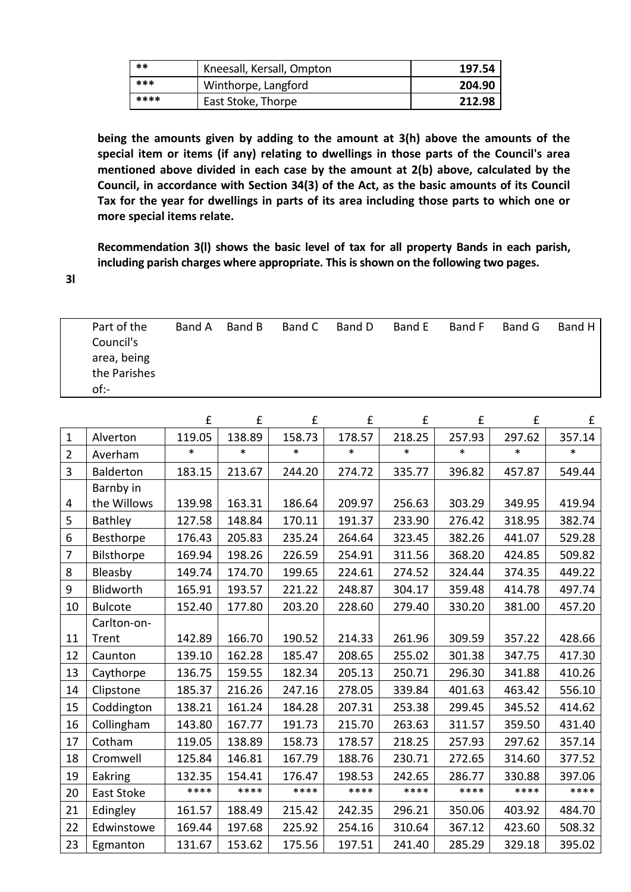| | | |
|---|---|---|
| ** | Kneesall, Kersall, Ompton | **197.54** |
| *** | Winthorpe, Langford | **204.90** |
| **** | East Stoke, Thorpe | **212.98** |

**being the amounts given by adding to the amount at 3(h) above the amounts of the special item or items (if any) relating to dwellings in those parts of the Council's area mentioned above divided in each case by the amount at 2(b) above, calculated by the Council, in accordance with Section 34(3) of the Act, as the basic amounts of its Council Tax for the year for dwellings in parts of its area including those parts to which one or more special items relate.**

**Recommendation 3(l) shows the basic level of tax for all property Bands in each parish, including parish charges where appropriate. This is shown on the following two pages.**

**3l**

| | Part of the Council's area, being the Parishes of:- | Band A | Band B | Band C | Band D | Band E | Band F | Band G | Band H |
|---|---|---|---|---|---|---|---|---|---|
| | | £ | £ | £ | £ | £ | £ | £ | £ |
| 1 | Alverton | 119.05 | 138.89 | 158.73 | 178.57 | 218.25 | 257.93 | 297.62 | 357.14 |
| 2 | Averham | * | * | * | * | * | * | * | * |
| 3 | Balderton | 183.15 | 213.67 | 244.20 | 274.72 | 335.77 | 396.82 | 457.87 | 549.44 |
| 4 | Barnby in the Willows | 139.98 | 163.31 | 186.64 | 209.97 | 256.63 | 303.29 | 349.95 | 419.94 |
| 5 | Bathley | 127.58 | 148.84 | 170.11 | 191.37 | 233.90 | 276.42 | 318.95 | 382.74 |
| 6 | Besthorpe | 176.43 | 205.83 | 235.24 | 264.64 | 323.45 | 382.26 | 441.07 | 529.28 |
| 7 | Bilsthorpe | 169.94 | 198.26 | 226.59 | 254.91 | 311.56 | 368.20 | 424.85 | 509.82 |
| 8 | Bleasby | 149.74 | 174.70 | 199.65 | 224.61 | 274.52 | 324.44 | 374.35 | 449.22 |
| 9 | Blidworth | 165.91 | 193.57 | 221.22 | 248.87 | 304.17 | 359.48 | 414.78 | 497.74 |
| 10 | Bulcote | 152.40 | 177.80 | 203.20 | 228.60 | 279.40 | 330.20 | 381.00 | 457.20 |
| 11 | Carlton-on-Trent | 142.89 | 166.70 | 190.52 | 214.33 | 261.96 | 309.59 | 357.22 | 428.66 |
| 12 | Caunton | 139.10 | 162.28 | 185.47 | 208.65 | 255.02 | 301.38 | 347.75 | 417.30 |
| 13 | Caythorpe | 136.75 | 159.55 | 182.34 | 205.13 | 250.71 | 296.30 | 341.88 | 410.26 |
| 14 | Clipstone | 185.37 | 216.26 | 247.16 | 278.05 | 339.84 | 401.63 | 463.42 | 556.10 |
| 15 | Coddington | 138.21 | 161.24 | 184.28 | 207.31 | 253.38 | 299.45 | 345.52 | 414.62 |
| 16 | Collingham | 143.80 | 167.77 | 191.73 | 215.70 | 263.63 | 311.57 | 359.50 | 431.40 |
| 17 | Cotham | 119.05 | 138.89 | 158.73 | 178.57 | 218.25 | 257.93 | 297.62 | 357.14 |
| 18 | Cromwell | 125.84 | 146.81 | 167.79 | 188.76 | 230.71 | 272.65 | 314.60 | 377.52 |
| 19 | Eakring | 132.35 | 154.41 | 176.47 | 198.53 | 242.65 | 286.77 | 330.88 | 397.06 |
| 20 | East Stoke | **** | **** | **** | **** | **** | **** | **** | **** |
| 21 | Edingley | 161.57 | 188.49 | 215.42 | 242.35 | 296.21 | 350.06 | 403.92 | 484.70 |
| 22 | Edwinstowe | 169.44 | 197.68 | 225.92 | 254.16 | 310.64 | 367.12 | 423.60 | 508.32 |
| 23 | Egmanton | 131.67 | 153.62 | 175.56 | 197.51 | 241.40 | 285.29 | 329.18 | 395.02 |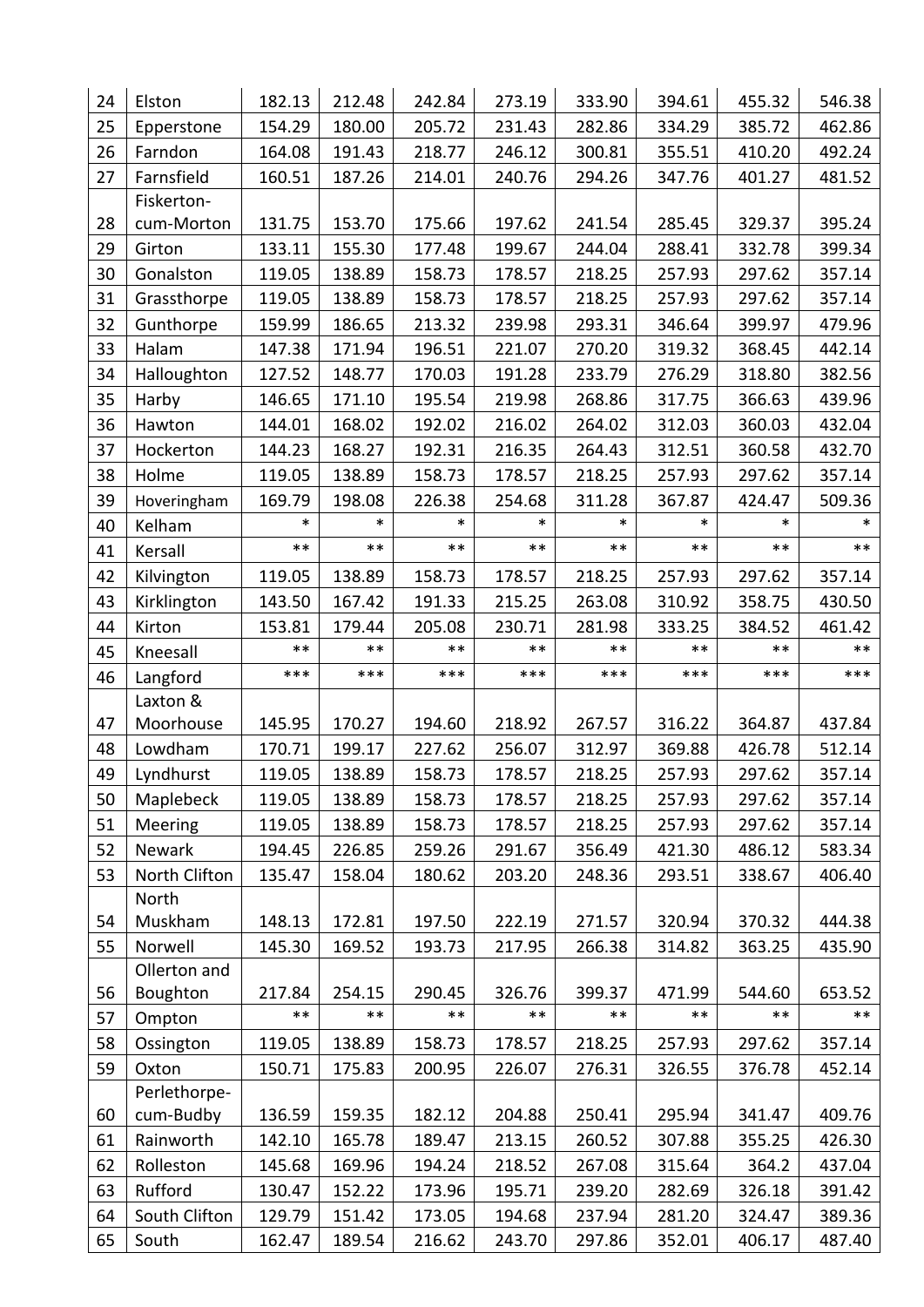| 24 | Elston | 182.13 | 212.48 | 242.84 | 273.19 | 333.90 | 394.61 | 455.32 | 546.38 |
|---|---|---|---|---|---|---|---|---|---|
| 25 | Epperstone | 154.29 | 180.00 | 205.72 | 231.43 | 282.86 | 334.29 | 385.72 | 462.86 |
| 26 | Farndon | 164.08 | 191.43 | 218.77 | 246.12 | 300.81 | 355.51 | 410.20 | 492.24 |
| 27 | Farnsfield | 160.51 | 187.26 | 214.01 | 240.76 | 294.26 | 347.76 | 401.27 | 481.52 |
| 28 | Fiskerton-cum-Morton | 131.75 | 153.70 | 175.66 | 197.62 | 241.54 | 285.45 | 329.37 | 395.24 |
| 29 | Girton | 133.11 | 155.30 | 177.48 | 199.67 | 244.04 | 288.41 | 332.78 | 399.34 |
| 30 | Gonalston | 119.05 | 138.89 | 158.73 | 178.57 | 218.25 | 257.93 | 297.62 | 357.14 |
| 31 | Grassthorpe | 119.05 | 138.89 | 158.73 | 178.57 | 218.25 | 257.93 | 297.62 | 357.14 |
| 32 | Gunthorpe | 159.99 | 186.65 | 213.32 | 239.98 | 293.31 | 346.64 | 399.97 | 479.96 |
| 33 | Halam | 147.38 | 171.94 | 196.51 | 221.07 | 270.20 | 319.32 | 368.45 | 442.14 |
| 34 | Halloughton | 127.52 | 148.77 | 170.03 | 191.28 | 233.79 | 276.29 | 318.80 | 382.56 |
| 35 | Harby | 146.65 | 171.10 | 195.54 | 219.98 | 268.86 | 317.75 | 366.63 | 439.96 |
| 36 | Hawton | 144.01 | 168.02 | 192.02 | 216.02 | 264.02 | 312.03 | 360.03 | 432.04 |
| 37 | Hockerton | 144.23 | 168.27 | 192.31 | 216.35 | 264.43 | 312.51 | 360.58 | 432.70 |
| 38 | Holme | 119.05 | 138.89 | 158.73 | 178.57 | 218.25 | 257.93 | 297.62 | 357.14 |
| 39 | Hoveringham | 169.79 | 198.08 | 226.38 | 254.68 | 311.28 | 367.87 | 424.47 | 509.36 |
| 40 | Kelham | * | * | * | * | * | * | * | * |
| 41 | Kersall | ** | ** | ** | ** | ** | ** | ** | ** |
| 42 | Kilvington | 119.05 | 138.89 | 158.73 | 178.57 | 218.25 | 257.93 | 297.62 | 357.14 |
| 43 | Kirklington | 143.50 | 167.42 | 191.33 | 215.25 | 263.08 | 310.92 | 358.75 | 430.50 |
| 44 | Kirton | 153.81 | 179.44 | 205.08 | 230.71 | 281.98 | 333.25 | 384.52 | 461.42 |
| 45 | Kneesall | ** | ** | ** | ** | ** | ** | ** | ** |
| 46 | Langford | *** | *** | *** | *** | *** | *** | *** | *** |
| 47 | Laxton & Moorhouse | 145.95 | 170.27 | 194.60 | 218.92 | 267.57 | 316.22 | 364.87 | 437.84 |
| 48 | Lowdham | 170.71 | 199.17 | 227.62 | 256.07 | 312.97 | 369.88 | 426.78 | 512.14 |
| 49 | Lyndhurst | 119.05 | 138.89 | 158.73 | 178.57 | 218.25 | 257.93 | 297.62 | 357.14 |
| 50 | Maplebeck | 119.05 | 138.89 | 158.73 | 178.57 | 218.25 | 257.93 | 297.62 | 357.14 |
| 51 | Meering | 119.05 | 138.89 | 158.73 | 178.57 | 218.25 | 257.93 | 297.62 | 357.14 |
| 52 | Newark | 194.45 | 226.85 | 259.26 | 291.67 | 356.49 | 421.30 | 486.12 | 583.34 |
| 53 | North Clifton | 135.47 | 158.04 | 180.62 | 203.20 | 248.36 | 293.51 | 338.67 | 406.40 |
| 54 | North Muskham | 148.13 | 172.81 | 197.50 | 222.19 | 271.57 | 320.94 | 370.32 | 444.38 |
| 55 | Norwell | 145.30 | 169.52 | 193.73 | 217.95 | 266.38 | 314.82 | 363.25 | 435.90 |
| 56 | Ollerton and Boughton | 217.84 | 254.15 | 290.45 | 326.76 | 399.37 | 471.99 | 544.60 | 653.52 |
| 57 | Ompton | ** | ** | ** | ** | ** | ** | ** | ** |
| 58 | Ossington | 119.05 | 138.89 | 158.73 | 178.57 | 218.25 | 257.93 | 297.62 | 357.14 |
| 59 | Oxton | 150.71 | 175.83 | 200.95 | 226.07 | 276.31 | 326.55 | 376.78 | 452.14 |
| 60 | Perlethorpe-cum-Budby | 136.59 | 159.35 | 182.12 | 204.88 | 250.41 | 295.94 | 341.47 | 409.76 |
| 61 | Rainworth | 142.10 | 165.78 | 189.47 | 213.15 | 260.52 | 307.88 | 355.25 | 426.30 |
| 62 | Rolleston | 145.68 | 169.96 | 194.24 | 218.52 | 267.08 | 315.64 | 364.2 | 437.04 |
| 63 | Rufford | 130.47 | 152.22 | 173.96 | 195.71 | 239.20 | 282.69 | 326.18 | 391.42 |
| 64 | South Clifton | 129.79 | 151.42 | 173.05 | 194.68 | 237.94 | 281.20 | 324.47 | 389.36 |
| 65 | South | 162.47 | 189.54 | 216.62 | 243.70 | 297.86 | 352.01 | 406.17 | 487.40 |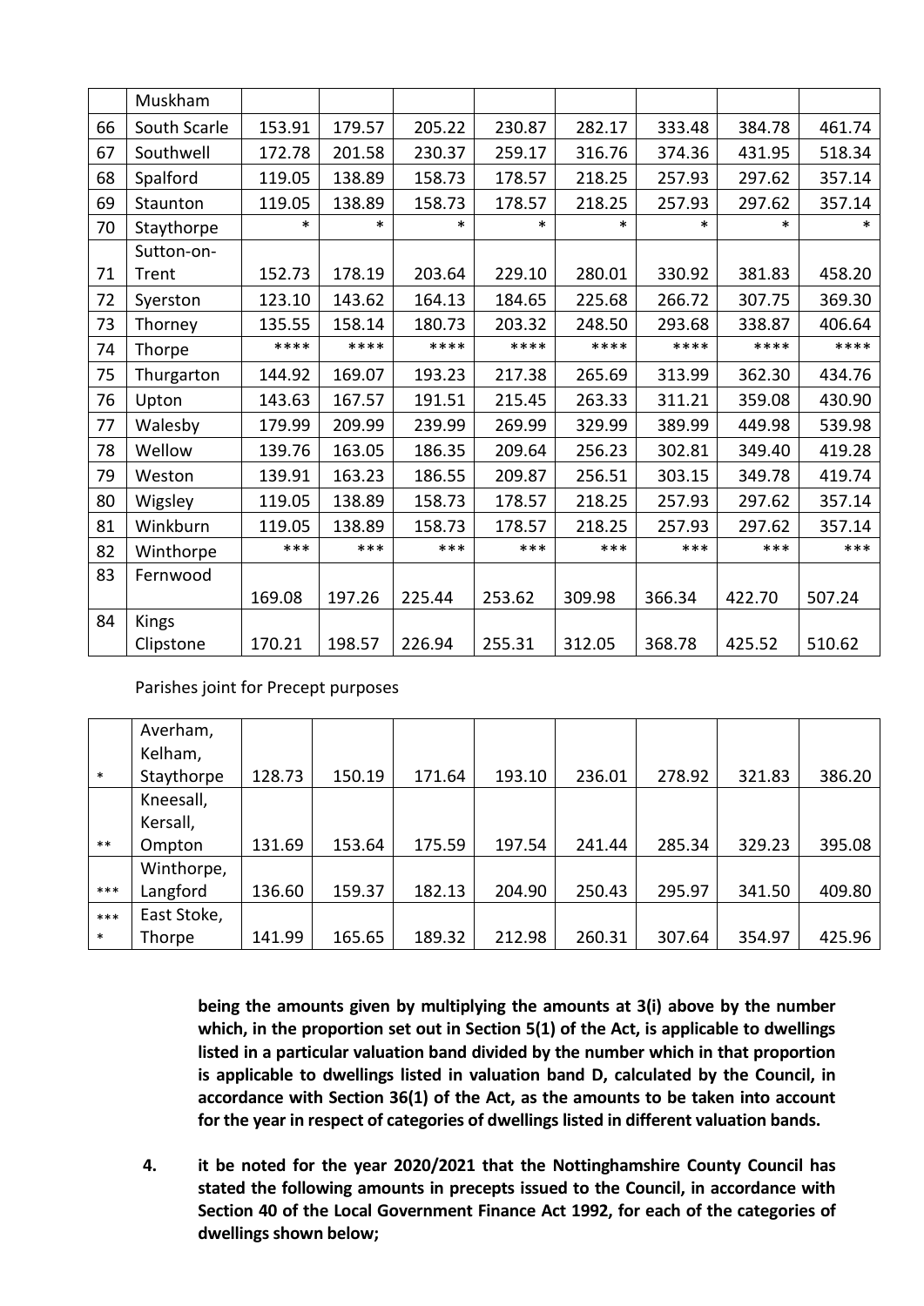| | Muskham | | | | | | | | |
|---|---|---|---|---|---|---|---|---|---|
| 66 | South Scarle | 153.91 | 179.57 | 205.22 | 230.87 | 282.17 | 333.48 | 384.78 | 461.74 |
| 67 | Southwell | 172.78 | 201.58 | 230.37 | 259.17 | 316.76 | 374.36 | 431.95 | 518.34 |
| 68 | Spalford | 119.05 | 138.89 | 158.73 | 178.57 | 218.25 | 257.93 | 297.62 | 357.14 |
| 69 | Staunton | 119.05 | 138.89 | 158.73 | 178.57 | 218.25 | 257.93 | 297.62 | 357.14 |
| 70 | Staythorpe | * | * | * | * | * | * | * | * |
| 71 | Sutton-on-Trent | 152.73 | 178.19 | 203.64 | 229.10 | 280.01 | 330.92 | 381.83 | 458.20 |
| 72 | Syerston | 123.10 | 143.62 | 164.13 | 184.65 | 225.68 | 266.72 | 307.75 | 369.30 |
| 73 | Thorney | 135.55 | 158.14 | 180.73 | 203.32 | 248.50 | 293.68 | 338.87 | 406.64 |
| 74 | Thorpe | **** | **** | **** | **** | **** | **** | **** | **** |
| 75 | Thurgarton | 144.92 | 169.07 | 193.23 | 217.38 | 265.69 | 313.99 | 362.30 | 434.76 |
| 76 | Upton | 143.63 | 167.57 | 191.51 | 215.45 | 263.33 | 311.21 | 359.08 | 430.90 |
| 77 | Walesby | 179.99 | 209.99 | 239.99 | 269.99 | 329.99 | 389.99 | 449.98 | 539.98 |
| 78 | Wellow | 139.76 | 163.05 | 186.35 | 209.64 | 256.23 | 302.81 | 349.40 | 419.28 |
| 79 | Weston | 139.91 | 163.23 | 186.55 | 209.87 | 256.51 | 303.15 | 349.78 | 419.74 |
| 80 | Wigsley | 119.05 | 138.89 | 158.73 | 178.57 | 218.25 | 257.93 | 297.62 | 357.14 |
| 81 | Winkburn | 119.05 | 138.89 | 158.73 | 178.57 | 218.25 | 257.93 | 297.62 | 357.14 |
| 82 | Winthorpe | *** | *** | *** | *** | *** | *** | *** | *** |
| 83 | Fernwood | 169.08 | 197.26 | 225.44 | 253.62 | 309.98 | 366.34 | 422.70 | 507.24 |
| 84 | Kings Clipstone | 170.21 | 198.57 | 226.94 | 255.31 | 312.05 | 368.78 | 425.52 | 510.62 |

Parishes joint for Precept purposes

| | | | | | | | | | |
|---|---|---|---|---|---|---|---|---|---|
| * | Averham, Kelham, Staythorpe | 128.73 | 150.19 | 171.64 | 193.10 | 236.01 | 278.92 | 321.83 | 386.20 |
| ** | Kneesall, Kersall, Ompton | 131.69 | 153.64 | 175.59 | 197.54 | 241.44 | 285.34 | 329.23 | 395.08 |
| *** | Winthorpe, Langford | 136.60 | 159.37 | 182.13 | 204.90 | 250.43 | 295.97 | 341.50 | 409.80 |
| **** | East Stoke, Thorpe | 141.99 | 165.65 | 189.32 | 212.98 | 260.31 | 307.64 | 354.97 | 425.96 |

**being the amounts given by multiplying the amounts at 3(i) above by the number which, in the proportion set out in Section 5(1) of the Act, is applicable to dwellings listed in a particular valuation band divided by the number which in that proportion is applicable to dwellings listed in valuation band D, calculated by the Council, in accordance with Section 36(1) of the Act, as the amounts to be taken into account for the year in respect of categories of dwellings listed in different valuation bands.**

**4. it be noted for the year 2020/2021 that the Nottinghamshire County Council has stated the following amounts in precepts issued to the Council, in accordance with Section 40 of the Local Government Finance Act 1992, for each of the categories of dwellings shown below;**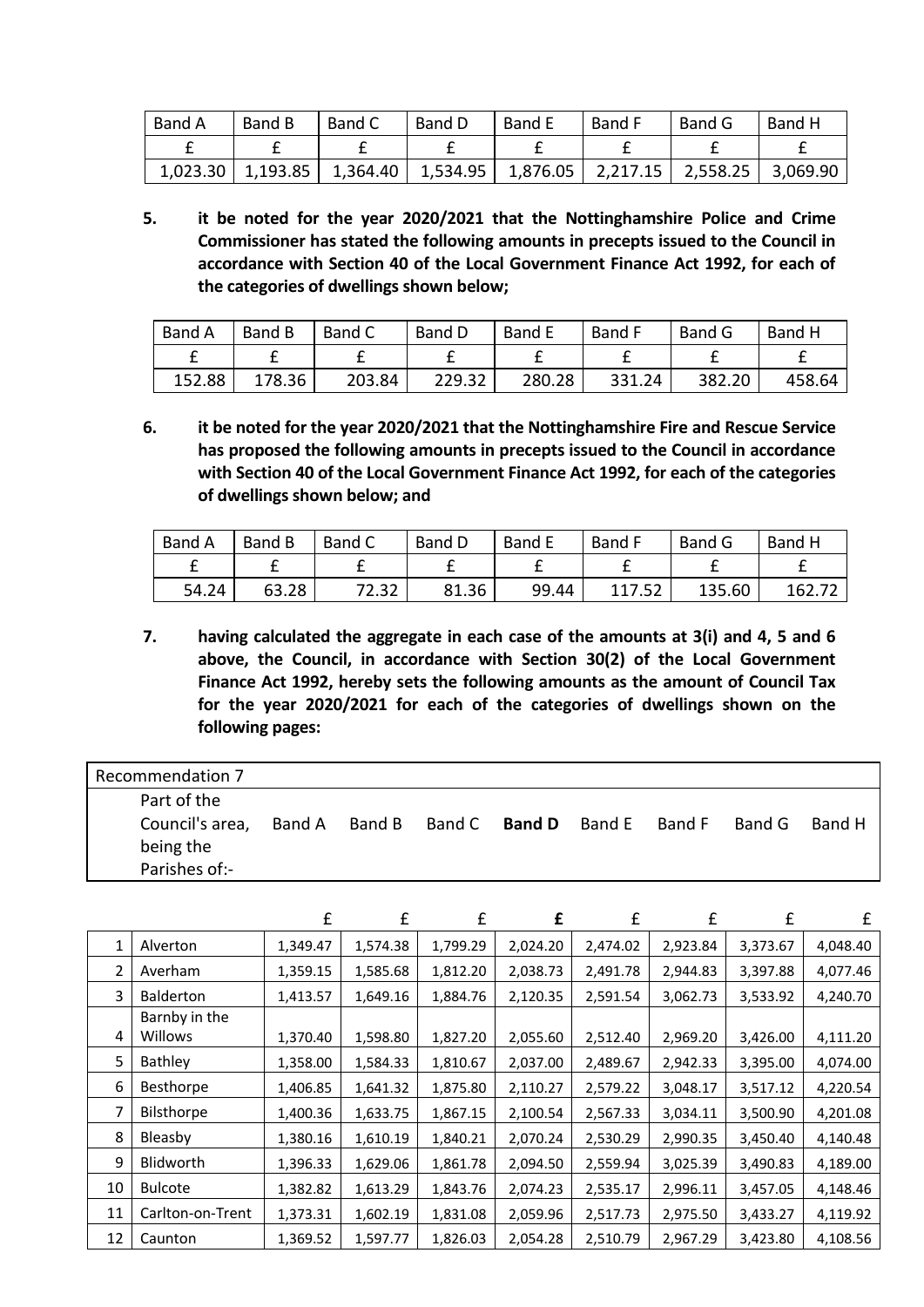| Band A | Band B | Band C | Band D | Band E | Band F | Band G | Band H |
|---|---|---|---|---|---|---|---|
| £ | £ | £ | £ | £ | £ | £ | £ |
| 1,023.30 | 1,193.85 | 1,364.40 | 1,534.95 | 1,876.05 | 2,217.15 | 2,558.25 | 3,069.90 |

**5. it be noted for the year 2020/2021 that the Nottinghamshire Police and Crime Commissioner has stated the following amounts in precepts issued to the Council in accordance with Section 40 of the Local Government Finance Act 1992, for each of the categories of dwellings shown below;**

| Band A | Band B | Band C | Band D | Band E | Band F | Band G | Band H |
|---|---|---|---|---|---|---|---|
| £ | £ | £ | £ | £ | £ | £ | £ |
| 152.88 | 178.36 | 203.84 | 229.32 | 280.28 | 331.24 | 382.20 | 458.64 |

**6. it be noted for the year 2020/2021 that the Nottinghamshire Fire and Rescue Service has proposed the following amounts in precepts issued to the Council in accordance with Section 40 of the Local Government Finance Act 1992, for each of the categories of dwellings shown below; and**

| Band A | Band B | Band C | Band D | Band E | Band F | Band G | Band H |
|---|---|---|---|---|---|---|---|
| £ | £ | £ | £ | £ | £ | £ | £ |
| 54.24 | 63.28 | 72.32 | 81.36 | 99.44 | 117.52 | 135.60 | 162.72 |

**7. having calculated the aggregate in each case of the amounts at 3(i) and 4, 5 and 6 above, the Council, in accordance with Section 30(2) of the Local Government Finance Act 1992, hereby sets the following amounts as the amount of Council Tax for the year 2020/2021 for each of the categories of dwellings shown on the following pages:**

Recommendation 7

| | Part of the Council's area, being the Parishes of:- | Band A | Band B | Band C | **Band D** | Band E | Band F | Band G | Band H |
|---|---|---|---|---|---|---|---|---|---|
| | | £ | £ | £ | **£** | £ | £ | £ | £ |
| 1 | Alverton | 1,349.47 | 1,574.38 | 1,799.29 | 2,024.20 | 2,474.02 | 2,923.84 | 3,373.67 | 4,048.40 |
| 2 | Averham | 1,359.15 | 1,585.68 | 1,812.20 | 2,038.73 | 2,491.78 | 2,944.83 | 3,397.88 | 4,077.46 |
| 3 | Balderton | 1,413.57 | 1,649.16 | 1,884.76 | 2,120.35 | 2,591.54 | 3,062.73 | 3,533.92 | 4,240.70 |
| 4 | Barnby in the Willows | 1,370.40 | 1,598.80 | 1,827.20 | 2,055.60 | 2,512.40 | 2,969.20 | 3,426.00 | 4,111.20 |
| 5 | Bathley | 1,358.00 | 1,584.33 | 1,810.67 | 2,037.00 | 2,489.67 | 2,942.33 | 3,395.00 | 4,074.00 |
| 6 | Besthorpe | 1,406.85 | 1,641.32 | 1,875.80 | 2,110.27 | 2,579.22 | 3,048.17 | 3,517.12 | 4,220.54 |
| 7 | Bilsthorpe | 1,400.36 | 1,633.75 | 1,867.15 | 2,100.54 | 2,567.33 | 3,034.11 | 3,500.90 | 4,201.08 |
| 8 | Bleasby | 1,380.16 | 1,610.19 | 1,840.21 | 2,070.24 | 2,530.29 | 2,990.35 | 3,450.40 | 4,140.48 |
| 9 | Blidworth | 1,396.33 | 1,629.06 | 1,861.78 | 2,094.50 | 2,559.94 | 3,025.39 | 3,490.83 | 4,189.00 |
| 10 | Bulcote | 1,382.82 | 1,613.29 | 1,843.76 | 2,074.23 | 2,535.17 | 2,996.11 | 3,457.05 | 4,148.46 |
| 11 | Carlton-on-Trent | 1,373.31 | 1,602.19 | 1,831.08 | 2,059.96 | 2,517.73 | 2,975.50 | 3,433.27 | 4,119.92 |
| 12 | Caunton | 1,369.52 | 1,597.77 | 1,826.03 | 2,054.28 | 2,510.79 | 2,967.29 | 3,423.80 | 4,108.56 |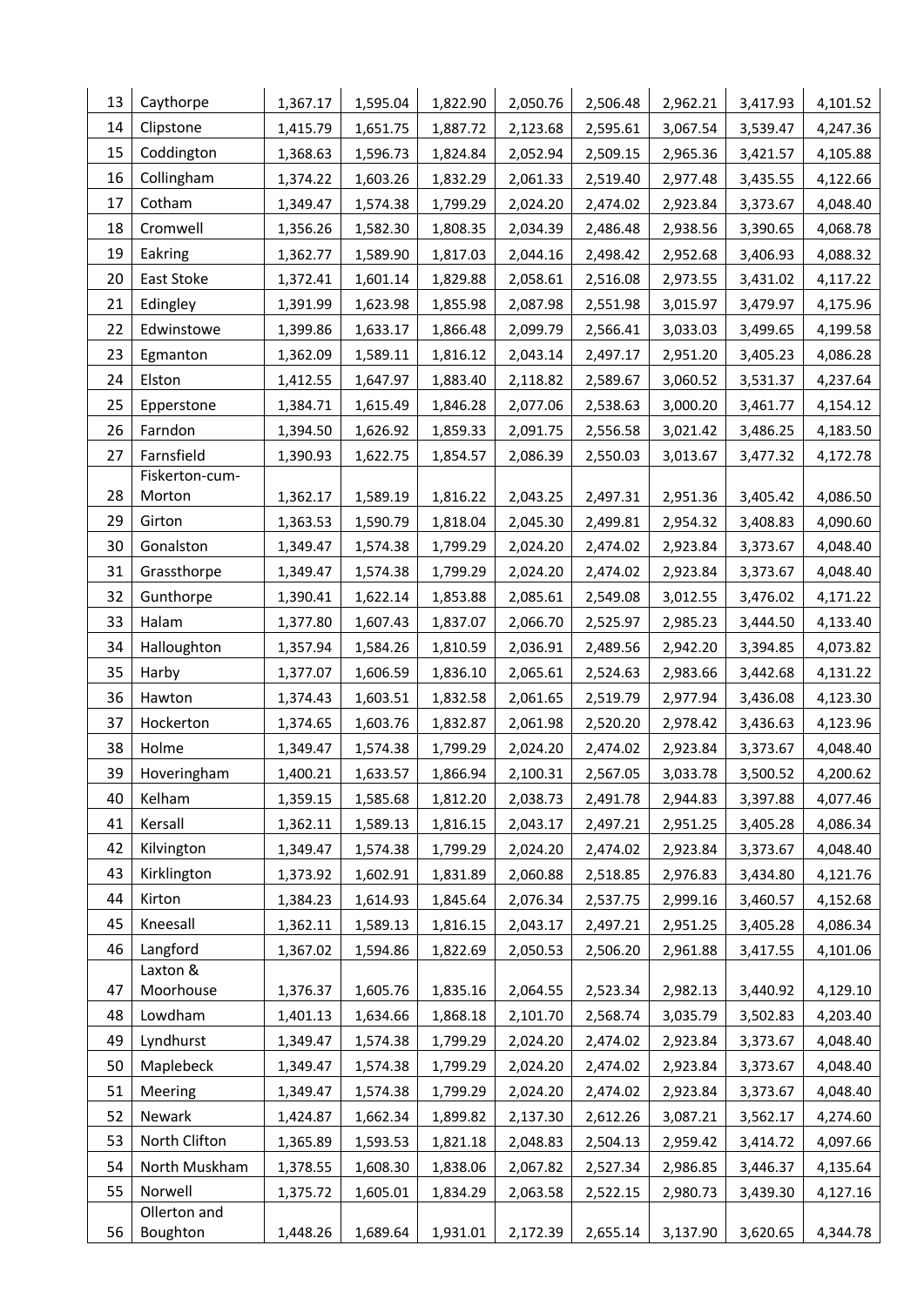| | | | | | | | | | |
|---|---|---|---|---|---|---|---|---|---|
| 13 | Caythorpe | 1,367.17 | 1,595.04 | 1,822.90 | 2,050.76 | 2,506.48 | 2,962.21 | 3,417.93 | 4,101.52 |
| 14 | Clipstone | 1,415.79 | 1,651.75 | 1,887.72 | 2,123.68 | 2,595.61 | 3,067.54 | 3,539.47 | 4,247.36 |
| 15 | Coddington | 1,368.63 | 1,596.73 | 1,824.84 | 2,052.94 | 2,509.15 | 2,965.36 | 3,421.57 | 4,105.88 |
| 16 | Collingham | 1,374.22 | 1,603.26 | 1,832.29 | 2,061.33 | 2,519.40 | 2,977.48 | 3,435.55 | 4,122.66 |
| 17 | Cotham | 1,349.47 | 1,574.38 | 1,799.29 | 2,024.20 | 2,474.02 | 2,923.84 | 3,373.67 | 4,048.40 |
| 18 | Cromwell | 1,356.26 | 1,582.30 | 1,808.35 | 2,034.39 | 2,486.48 | 2,938.56 | 3,390.65 | 4,068.78 |
| 19 | Eakring | 1,362.77 | 1,589.90 | 1,817.03 | 2,044.16 | 2,498.42 | 2,952.68 | 3,406.93 | 4,088.32 |
| 20 | East Stoke | 1,372.41 | 1,601.14 | 1,829.88 | 2,058.61 | 2,516.08 | 2,973.55 | 3,431.02 | 4,117.22 |
| 21 | Edingley | 1,391.99 | 1,623.98 | 1,855.98 | 2,087.98 | 2,551.98 | 3,015.97 | 3,479.97 | 4,175.96 |
| 22 | Edwinstowe | 1,399.86 | 1,633.17 | 1,866.48 | 2,099.79 | 2,566.41 | 3,033.03 | 3,499.65 | 4,199.58 |
| 23 | Egmanton | 1,362.09 | 1,589.11 | 1,816.12 | 2,043.14 | 2,497.17 | 2,951.20 | 3,405.23 | 4,086.28 |
| 24 | Elston | 1,412.55 | 1,647.97 | 1,883.40 | 2,118.82 | 2,589.67 | 3,060.52 | 3,531.37 | 4,237.64 |
| 25 | Epperstone | 1,384.71 | 1,615.49 | 1,846.28 | 2,077.06 | 2,538.63 | 3,000.20 | 3,461.77 | 4,154.12 |
| 26 | Farndon | 1,394.50 | 1,626.92 | 1,859.33 | 2,091.75 | 2,556.58 | 3,021.42 | 3,486.25 | 4,183.50 |
| 27 | Farnsfield | 1,390.93 | 1,622.75 | 1,854.57 | 2,086.39 | 2,550.03 | 3,013.67 | 3,477.32 | 4,172.78 |
| 28 | Fiskerton-cum-Morton | 1,362.17 | 1,589.19 | 1,816.22 | 2,043.25 | 2,497.31 | 2,951.36 | 3,405.42 | 4,086.50 |
| 29 | Girton | 1,363.53 | 1,590.79 | 1,818.04 | 2,045.30 | 2,499.81 | 2,954.32 | 3,408.83 | 4,090.60 |
| 30 | Gonalston | 1,349.47 | 1,574.38 | 1,799.29 | 2,024.20 | 2,474.02 | 2,923.84 | 3,373.67 | 4,048.40 |
| 31 | Grassthorpe | 1,349.47 | 1,574.38 | 1,799.29 | 2,024.20 | 2,474.02 | 2,923.84 | 3,373.67 | 4,048.40 |
| 32 | Gunthorpe | 1,390.41 | 1,622.14 | 1,853.88 | 2,085.61 | 2,549.08 | 3,012.55 | 3,476.02 | 4,171.22 |
| 33 | Halam | 1,377.80 | 1,607.43 | 1,837.07 | 2,066.70 | 2,525.97 | 2,985.23 | 3,444.50 | 4,133.40 |
| 34 | Halloughton | 1,357.94 | 1,584.26 | 1,810.59 | 2,036.91 | 2,489.56 | 2,942.20 | 3,394.85 | 4,073.82 |
| 35 | Harby | 1,377.07 | 1,606.59 | 1,836.10 | 2,065.61 | 2,524.63 | 2,983.66 | 3,442.68 | 4,131.22 |
| 36 | Hawton | 1,374.43 | 1,603.51 | 1,832.58 | 2,061.65 | 2,519.79 | 2,977.94 | 3,436.08 | 4,123.30 |
| 37 | Hockerton | 1,374.65 | 1,603.76 | 1,832.87 | 2,061.98 | 2,520.20 | 2,978.42 | 3,436.63 | 4,123.96 |
| 38 | Holme | 1,349.47 | 1,574.38 | 1,799.29 | 2,024.20 | 2,474.02 | 2,923.84 | 3,373.67 | 4,048.40 |
| 39 | Hoveringham | 1,400.21 | 1,633.57 | 1,866.94 | 2,100.31 | 2,567.05 | 3,033.78 | 3,500.52 | 4,200.62 |
| 40 | Kelham | 1,359.15 | 1,585.68 | 1,812.20 | 2,038.73 | 2,491.78 | 2,944.83 | 3,397.88 | 4,077.46 |
| 41 | Kersall | 1,362.11 | 1,589.13 | 1,816.15 | 2,043.17 | 2,497.21 | 2,951.25 | 3,405.28 | 4,086.34 |
| 42 | Kilvington | 1,349.47 | 1,574.38 | 1,799.29 | 2,024.20 | 2,474.02 | 2,923.84 | 3,373.67 | 4,048.40 |
| 43 | Kirklington | 1,373.92 | 1,602.91 | 1,831.89 | 2,060.88 | 2,518.85 | 2,976.83 | 3,434.80 | 4,121.76 |
| 44 | Kirton | 1,384.23 | 1,614.93 | 1,845.64 | 2,076.34 | 2,537.75 | 2,999.16 | 3,460.57 | 4,152.68 |
| 45 | Kneesall | 1,362.11 | 1,589.13 | 1,816.15 | 2,043.17 | 2,497.21 | 2,951.25 | 3,405.28 | 4,086.34 |
| 46 | Langford | 1,367.02 | 1,594.86 | 1,822.69 | 2,050.53 | 2,506.20 | 2,961.88 | 3,417.55 | 4,101.06 |
| 47 | Laxton & Moorhouse | 1,376.37 | 1,605.76 | 1,835.16 | 2,064.55 | 2,523.34 | 2,982.13 | 3,440.92 | 4,129.10 |
| 48 | Lowdham | 1,401.13 | 1,634.66 | 1,868.18 | 2,101.70 | 2,568.74 | 3,035.79 | 3,502.83 | 4,203.40 |
| 49 | Lyndhurst | 1,349.47 | 1,574.38 | 1,799.29 | 2,024.20 | 2,474.02 | 2,923.84 | 3,373.67 | 4,048.40 |
| 50 | Maplebeck | 1,349.47 | 1,574.38 | 1,799.29 | 2,024.20 | 2,474.02 | 2,923.84 | 3,373.67 | 4,048.40 |
| 51 | Meering | 1,349.47 | 1,574.38 | 1,799.29 | 2,024.20 | 2,474.02 | 2,923.84 | 3,373.67 | 4,048.40 |
| 52 | Newark | 1,424.87 | 1,662.34 | 1,899.82 | 2,137.30 | 2,612.26 | 3,087.21 | 3,562.17 | 4,274.60 |
| 53 | North Clifton | 1,365.89 | 1,593.53 | 1,821.18 | 2,048.83 | 2,504.13 | 2,959.42 | 3,414.72 | 4,097.66 |
| 54 | North Muskham | 1,378.55 | 1,608.30 | 1,838.06 | 2,067.82 | 2,527.34 | 2,986.85 | 3,446.37 | 4,135.64 |
| 55 | Norwell | 1,375.72 | 1,605.01 | 1,834.29 | 2,063.58 | 2,522.15 | 2,980.73 | 3,439.30 | 4,127.16 |
| 56 | Ollerton and Boughton | 1,448.26 | 1,689.64 | 1,931.01 | 2,172.39 | 2,655.14 | 3,137.90 | 3,620.65 | 4,344.78 |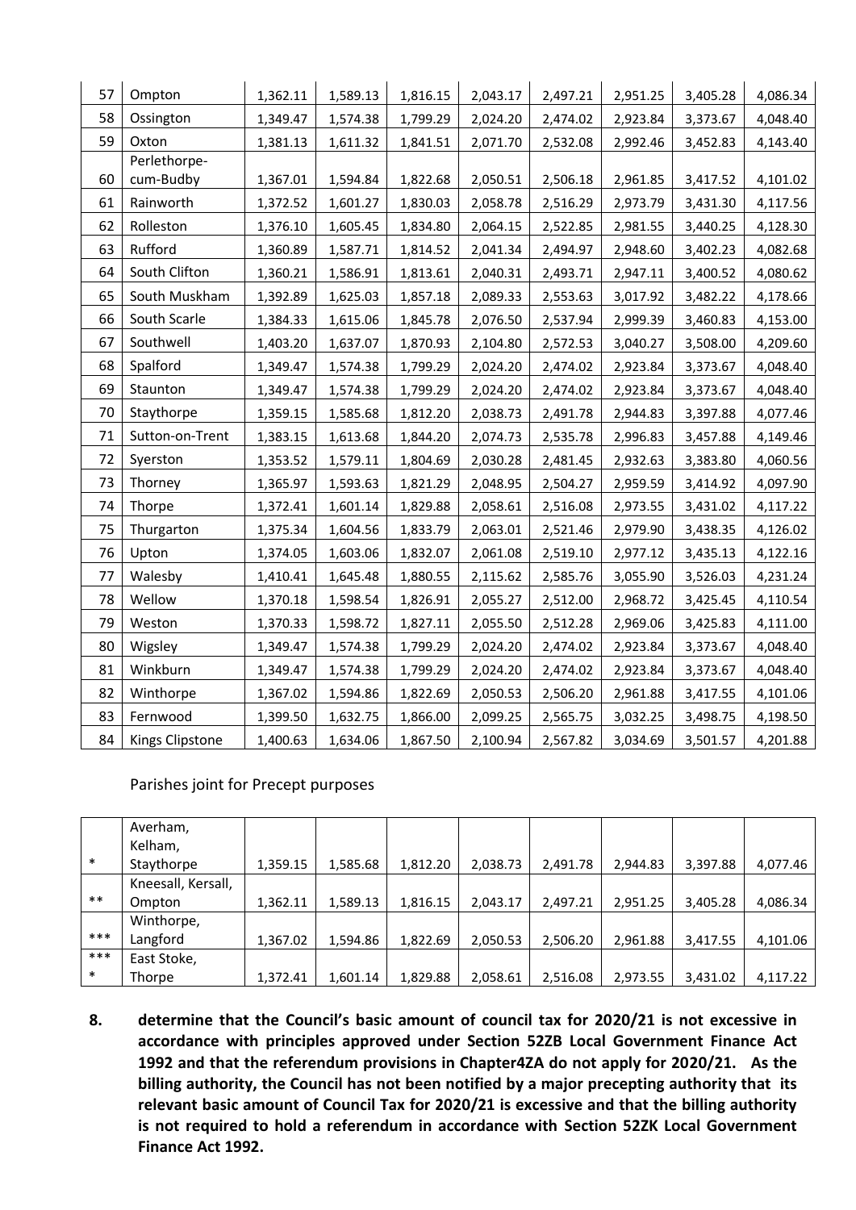| 57 | Ompton | 1,362.11 | 1,589.13 | 1,816.15 | 2,043.17 | 2,497.21 | 2,951.25 | 3,405.28 | 4,086.34 |
|---|---|---|---|---|---|---|---|---|---|
| 58 | Ossington | 1,349.47 | 1,574.38 | 1,799.29 | 2,024.20 | 2,474.02 | 2,923.84 | 3,373.67 | 4,048.40 |
| 59 | Oxton | 1,381.13 | 1,611.32 | 1,841.51 | 2,071.70 | 2,532.08 | 2,992.46 | 3,452.83 | 4,143.40 |
| 60 | Perlethorpe-cum-Budby | 1,367.01 | 1,594.84 | 1,822.68 | 2,050.51 | 2,506.18 | 2,961.85 | 3,417.52 | 4,101.02 |
| 61 | Rainworth | 1,372.52 | 1,601.27 | 1,830.03 | 2,058.78 | 2,516.29 | 2,973.79 | 3,431.30 | 4,117.56 |
| 62 | Rolleston | 1,376.10 | 1,605.45 | 1,834.80 | 2,064.15 | 2,522.85 | 2,981.55 | 3,440.25 | 4,128.30 |
| 63 | Rufford | 1,360.89 | 1,587.71 | 1,814.52 | 2,041.34 | 2,494.97 | 2,948.60 | 3,402.23 | 4,082.68 |
| 64 | South Clifton | 1,360.21 | 1,586.91 | 1,813.61 | 2,040.31 | 2,493.71 | 2,947.11 | 3,400.52 | 4,080.62 |
| 65 | South Muskham | 1,392.89 | 1,625.03 | 1,857.18 | 2,089.33 | 2,553.63 | 3,017.92 | 3,482.22 | 4,178.66 |
| 66 | South Scarle | 1,384.33 | 1,615.06 | 1,845.78 | 2,076.50 | 2,537.94 | 2,999.39 | 3,460.83 | 4,153.00 |
| 67 | Southwell | 1,403.20 | 1,637.07 | 1,870.93 | 2,104.80 | 2,572.53 | 3,040.27 | 3,508.00 | 4,209.60 |
| 68 | Spalford | 1,349.47 | 1,574.38 | 1,799.29 | 2,024.20 | 2,474.02 | 2,923.84 | 3,373.67 | 4,048.40 |
| 69 | Staunton | 1,349.47 | 1,574.38 | 1,799.29 | 2,024.20 | 2,474.02 | 2,923.84 | 3,373.67 | 4,048.40 |
| 70 | Staythorpe | 1,359.15 | 1,585.68 | 1,812.20 | 2,038.73 | 2,491.78 | 2,944.83 | 3,397.88 | 4,077.46 |
| 71 | Sutton-on-Trent | 1,383.15 | 1,613.68 | 1,844.20 | 2,074.73 | 2,535.78 | 2,996.83 | 3,457.88 | 4,149.46 |
| 72 | Syerston | 1,353.52 | 1,579.11 | 1,804.69 | 2,030.28 | 2,481.45 | 2,932.63 | 3,383.80 | 4,060.56 |
| 73 | Thorney | 1,365.97 | 1,593.63 | 1,821.29 | 2,048.95 | 2,504.27 | 2,959.59 | 3,414.92 | 4,097.90 |
| 74 | Thorpe | 1,372.41 | 1,601.14 | 1,829.88 | 2,058.61 | 2,516.08 | 2,973.55 | 3,431.02 | 4,117.22 |
| 75 | Thurgarton | 1,375.34 | 1,604.56 | 1,833.79 | 2,063.01 | 2,521.46 | 2,979.90 | 3,438.35 | 4,126.02 |
| 76 | Upton | 1,374.05 | 1,603.06 | 1,832.07 | 2,061.08 | 2,519.10 | 2,977.12 | 3,435.13 | 4,122.16 |
| 77 | Walesby | 1,410.41 | 1,645.48 | 1,880.55 | 2,115.62 | 2,585.76 | 3,055.90 | 3,526.03 | 4,231.24 |
| 78 | Wellow | 1,370.18 | 1,598.54 | 1,826.91 | 2,055.27 | 2,512.00 | 2,968.72 | 3,425.45 | 4,110.54 |
| 79 | Weston | 1,370.33 | 1,598.72 | 1,827.11 | 2,055.50 | 2,512.28 | 2,969.06 | 3,425.83 | 4,111.00 |
| 80 | Wigsley | 1,349.47 | 1,574.38 | 1,799.29 | 2,024.20 | 2,474.02 | 2,923.84 | 3,373.67 | 4,048.40 |
| 81 | Winkburn | 1,349.47 | 1,574.38 | 1,799.29 | 2,024.20 | 2,474.02 | 2,923.84 | 3,373.67 | 4,048.40 |
| 82 | Winthorpe | 1,367.02 | 1,594.86 | 1,822.69 | 2,050.53 | 2,506.20 | 2,961.88 | 3,417.55 | 4,101.06 |
| 83 | Fernwood | 1,399.50 | 1,632.75 | 1,866.00 | 2,099.25 | 2,565.75 | 3,032.25 | 3,498.75 | 4,198.50 |
| 84 | Kings Clipstone | 1,400.63 | 1,634.06 | 1,867.50 | 2,100.94 | 2,567.82 | 3,034.69 | 3,501.57 | 4,201.88 |

Parishes joint for Precept purposes

| * | Averham, Kelham, Staythorpe | 1,359.15 | 1,585.68 | 1,812.20 | 2,038.73 | 2,491.78 | 2,944.83 | 3,397.88 | 4,077.46 |
|---|---|---|---|---|---|---|---|---|---|
| ** | Kneesall, Kersall, Ompton | 1,362.11 | 1,589.13 | 1,816.15 | 2,043.17 | 2,497.21 | 2,951.25 | 3,405.28 | 4,086.34 |
| *** | Winthorpe, Langford | 1,367.02 | 1,594.86 | 1,822.69 | 2,050.53 | 2,506.20 | 2,961.88 | 3,417.55 | 4,101.06 |
| **** | East Stoke, Thorpe | 1,372.41 | 1,601.14 | 1,829.88 | 2,058.61 | 2,516.08 | 2,973.55 | 3,431.02 | 4,117.22 |

**8. determine that the Council's basic amount of council tax for 2020/21 is not excessive in accordance with principles approved under Section 52ZB Local Government Finance Act 1992 and that the referendum provisions in Chapter4ZA do not apply for 2020/21. As the billing authority, the Council has not been notified by a major precepting authority that its relevant basic amount of Council Tax for 2020/21 is excessive and that the billing authority is not required to hold a referendum in accordance with Section 52ZK Local Government Finance Act 1992.**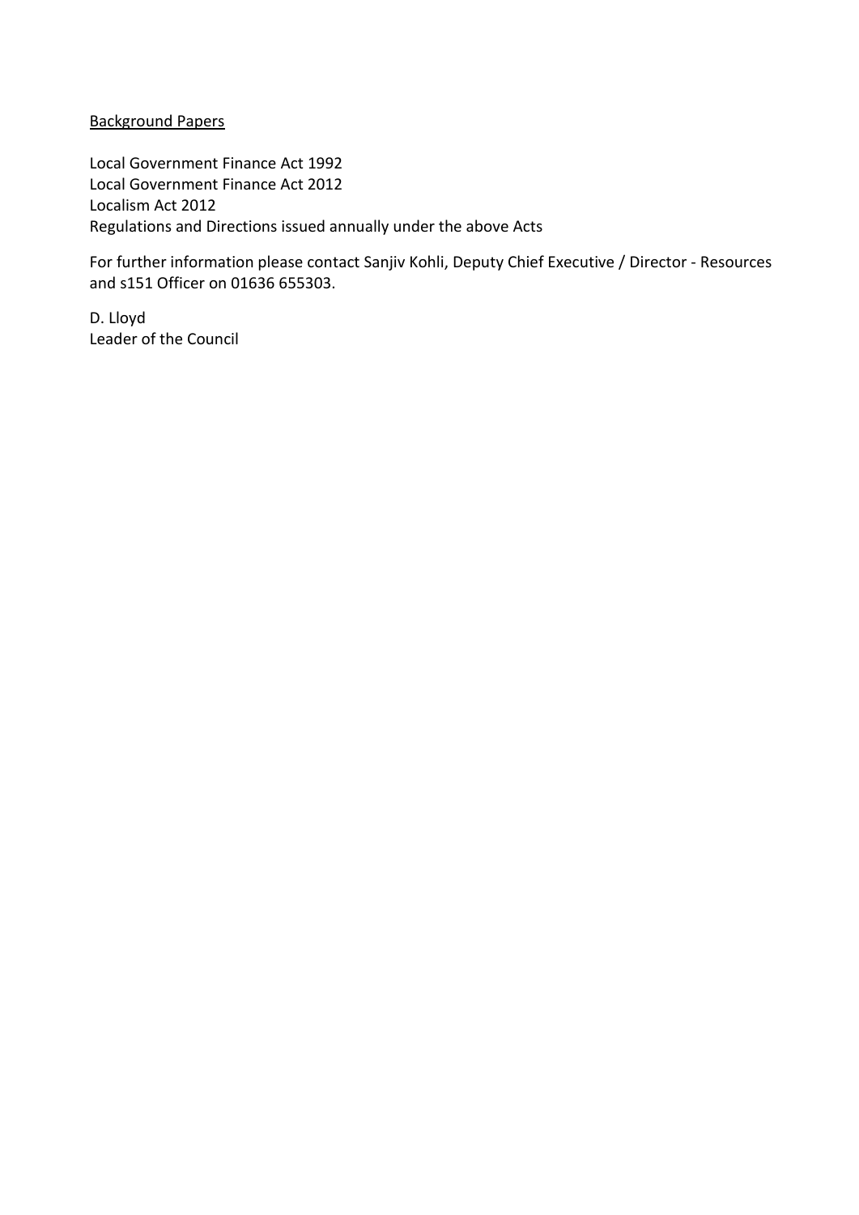Background Papers

Local Government Finance Act 1992
Local Government Finance Act 2012
Localism Act 2012
Regulations and Directions issued annually under the above Acts

For further information please contact Sanjiv Kohli, Deputy Chief Executive / Director - Resources and s151 Officer on 01636 655303.

D. Lloyd
Leader of the Council